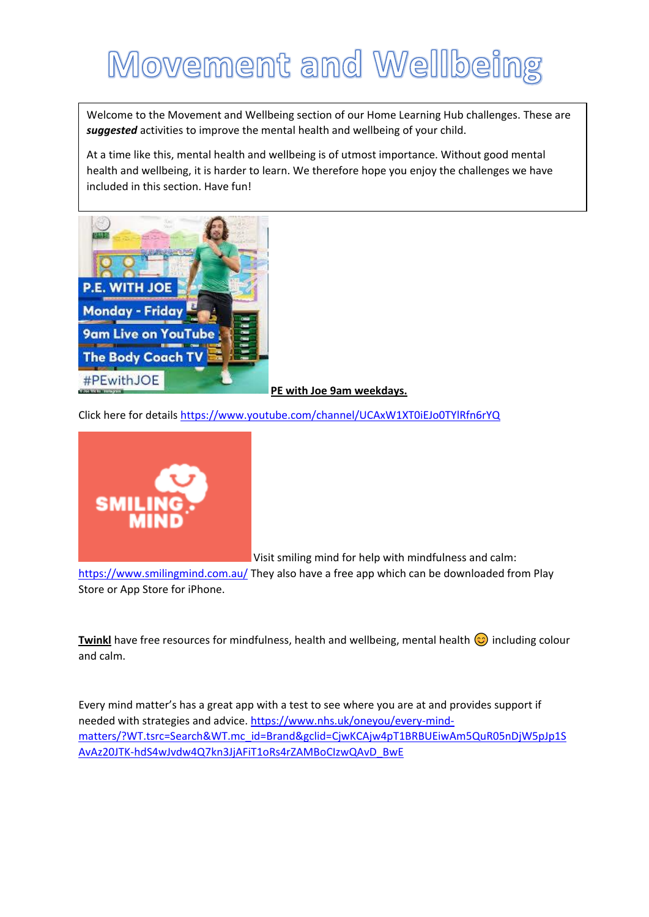# Movement and Wellbeing

Welcome to the Movement and Wellbeing section of our Home Learning Hub challenges. These are ***suggested*** activities to improve the mental health and wellbeing of your child.

At a time like this, mental health and wellbeing is of utmost importance. Without good mental health and wellbeing, it is harder to learn. We therefore hope you enjoy the challenges we have included in this section. Have fun!

**PE with Joe 9am weekdays.**

Click here for details https://www.youtube.com/channel/UCAxW1XT0iEJo0TYlRfn6rYQ

Visit smiling mind for help with mindfulness and calm: https://www.smilingmind.com.au/ They also have a free app which can be downloaded from Play Store or App Store for iPhone.

**Twinkl** have free resources for mindfulness, health and wellbeing, mental health 😊 including colour and calm.

Every mind matter's has a great app with a test to see where you are at and provides support if needed with strategies and advice. https://www.nhs.uk/oneyou/every-mind-matters/?WT.tsrc=Search&WT.mc_id=Brand&gclid=CjwKCAjw4pT1BRBUEiwAm5QuR05nDjW5pJp1SAvAz20JTK-hdS4wJvdw4Q7kn3JjAFiT1oRs4rZAMBoClzwQAvD_BwE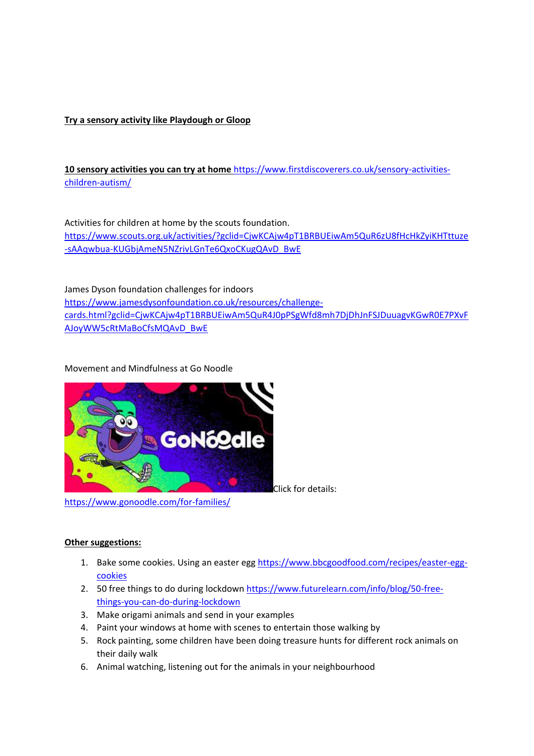**Try a sensory activity like Playdough or Gloop**

**10 sensory activities you can try at home** https://www.firstdiscoverers.co.uk/sensory-activities-children-autism/

Activities for children at home by the scouts foundation.
https://www.scouts.org.uk/activities/?gclid=CjwKCAjw4pT1BRBUEiwAm5QuR6zU8fHcHkZyiKHTttuze-sAAqwbua-KUGbjAmeN5NZrivLGnTe6QxoCKugQAvD_BwE

James Dyson foundation challenges for indoors
https://www.jamesdysonfoundation.co.uk/resources/challenge-cards.html?gclid=CjwKCAjw4pT1BRBUEiwAm5QuR4J0pPSgWfd8mh7DjDhJnFSJDuuagvKGwR0E7PXvFAJoyWW5cRtMaBoCfsMQAvD_BwE

Movement and Mindfulness at Go Noodle

Click for details:
https://www.gonoodle.com/for-families/

**Other suggestions:**

1. Bake some cookies. Using an easter egg https://www.bbcgoodfood.com/recipes/easter-egg-cookies
2. 50 free things to do during lockdown https://www.futurelearn.com/info/blog/50-free-things-you-can-do-during-lockdown
3. Make origami animals and send in your examples
4. Paint your windows at home with scenes to entertain those walking by
5. Rock painting, some children have been doing treasure hunts for different rock animals on their daily walk
6. Animal watching, listening out for the animals in your neighbourhood